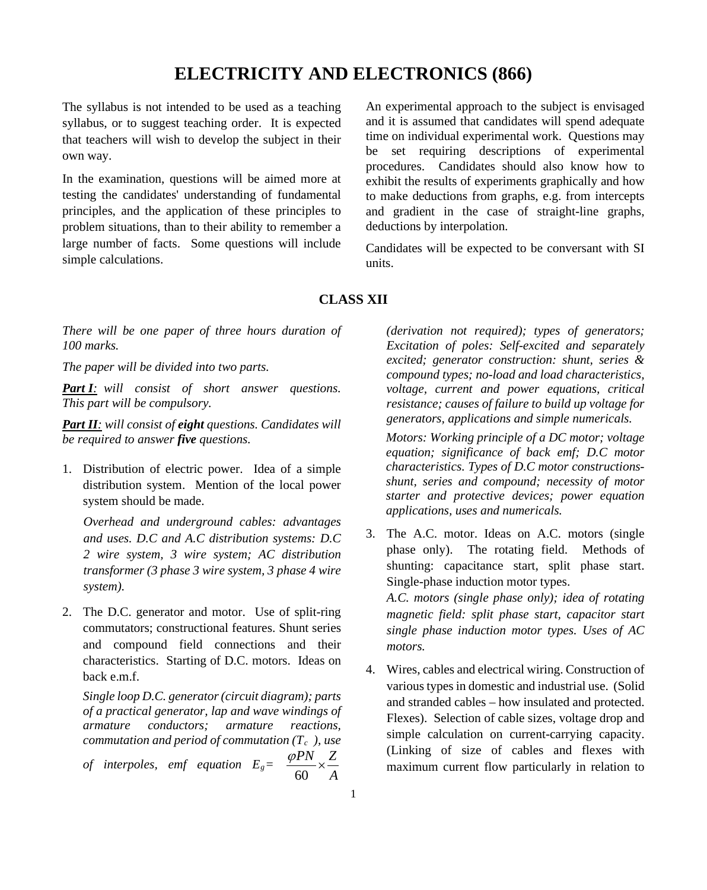# ELECTRICITY AND ELECTRONICS (866)

The syllabus is not intended to be used as a teaching syllabus, or to suggest teaching order. It is expected that teachers will wish to develop the subject in their own way.

In the examination, questions will be aimed more at testing the candidates' understanding of fundamental principles, and the application of these principles to problem situations, than to their ability to remember a large number of facts. Some questions will include simple calculations.

An experimental approach to the subject is envisaged and it is assumed that candidates will spend adequate time on individual experimental work. Questions may be set requiring descriptions of experimental procedures. Candidates should also know how to exhibit the results of experiments graphically and how to make deductions from graphs, e.g. from intercepts and gradient in the case of straight-line graphs, deductions by interpolation.

Candidates will be expected to be conversant with SI units.

## CLASS XII

*There will be one paper of three hours duration of 100 marks.*

*The paper will be divided into two parts.*

***Part I:*** *will consist of short answer questions. This part will be compulsory.*

***Part II:*** *will consist of* ***eight*** *questions. Candidates will be required to answer* ***five*** *questions.*

1. Distribution of electric power. Idea of a simple distribution system. Mention of the local power system should be made.

   *Overhead and underground cables: advantages and uses. D.C and A.C distribution systems: D.C 2 wire system, 3 wire system; AC distribution transformer (3 phase 3 wire system, 3 phase 4 wire system).*

2. The D.C. generator and motor. Use of split-ring commutators; constructional features. Shunt series and compound field connections and their characteristics. Starting of D.C. motors. Ideas on back e.m.f.

   *Single loop D.C. generator (circuit diagram); parts of a practical generator, lap and wave windings of armature conductors; armature reactions, commutation and period of commutation ($T_c$), use of interpoles, emf equation $E_g = \frac{\varphi PN}{60} \times \frac{Z}{A}$ (derivation not required); types of generators; Excitation of poles: Self-excited and separately excited; generator construction: shunt, series & compound types; no-load and load characteristics, voltage, current and power equations, critical resistance; causes of failure to build up voltage for generators, applications and simple numericals.*

   *Motors: Working principle of a DC motor; voltage equation; significance of back emf; D.C motor characteristics. Types of D.C motor constructions- shunt, series and compound; necessity of motor starter and protective devices; power equation applications, uses and numericals.*

3. The A.C. motor. Ideas on A.C. motors (single phase only). The rotating field. Methods of shunting: capacitance start, split phase start. Single-phase induction motor types.
   *A.C. motors (single phase only); idea of rotating magnetic field: split phase start, capacitor start single phase induction motor types. Uses of AC motors.*

4. Wires, cables and electrical wiring. Construction of various types in domestic and industrial use. (Solid and stranded cables – how insulated and protected. Flexes). Selection of cable sizes, voltage drop and simple calculation on current-carrying capacity. (Linking of size of cables and flexes with maximum current flow particularly in relation to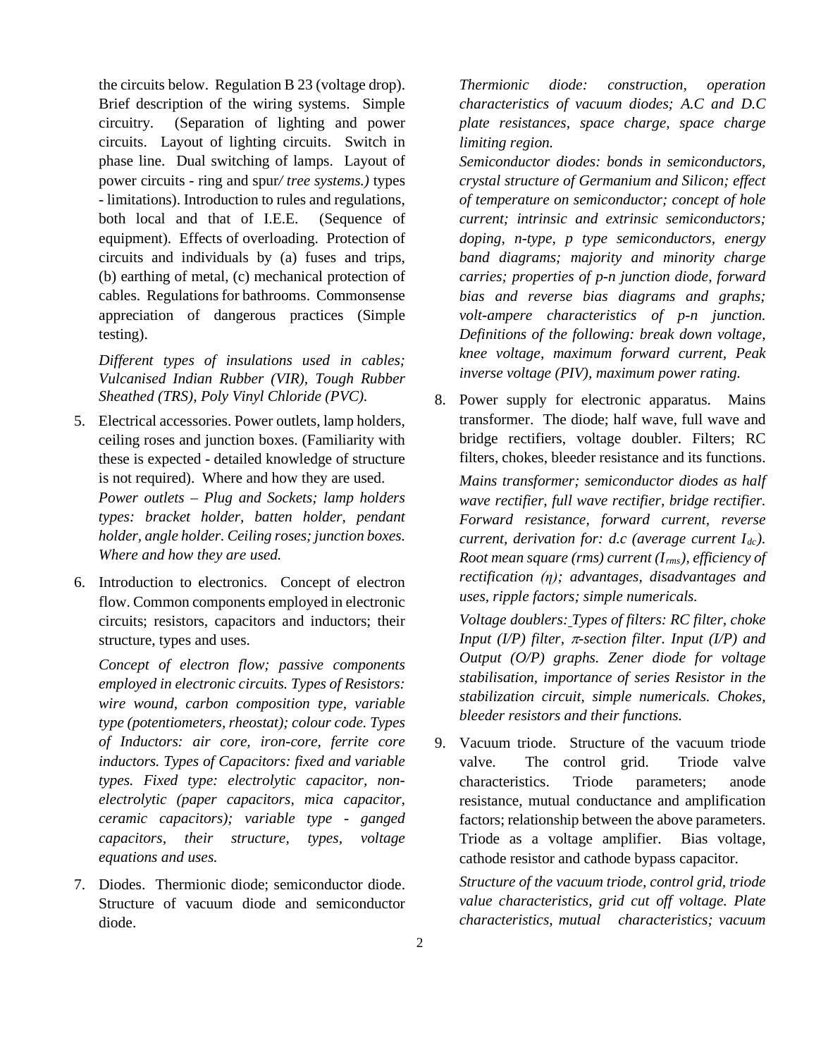the circuits below. Regulation B 23 (voltage drop). Brief description of the wiring systems. Simple circuitry. (Separation of lighting and power circuits. Layout of lighting circuits. Switch in phase line. Dual switching of lamps. Layout of power circuits - ring and spur*/ tree systems.)* types - limitations). Introduction to rules and regulations, both local and that of I.E.E. (Sequence of equipment). Effects of overloading. Protection of circuits and individuals by (a) fuses and trips, (b) earthing of metal, (c) mechanical protection of cables. Regulations for bathrooms. Commonsense appreciation of dangerous practices (Simple testing).

*Different types of insulations used in cables; Vulcanised Indian Rubber (VIR), Tough Rubber Sheathed (TRS), Poly Vinyl Chloride (PVC).*

5. Electrical accessories. Power outlets, lamp holders, ceiling roses and junction boxes. (Familiarity with these is expected - detailed knowledge of structure is not required). Where and how they are used.

   *Power outlets – Plug and Sockets; lamp holders types: bracket holder, batten holder, pendant holder, angle holder. Ceiling roses; junction boxes. Where and how they are used.*

6. Introduction to electronics. Concept of electron flow. Common components employed in electronic circuits; resistors, capacitors and inductors; their structure, types and uses.

   *Concept of electron flow; passive components employed in electronic circuits. Types of Resistors: wire wound, carbon composition type, variable type (potentiometers, rheostat); colour code. Types of Inductors: air core, iron-core, ferrite core inductors. Types of Capacitors: fixed and variable types. Fixed type: electrolytic capacitor, non-electrolytic (paper capacitors, mica capacitor, ceramic capacitors); variable type - ganged capacitors, their structure, types, voltage equations and uses.*

7. Diodes. Thermionic diode; semiconductor diode. Structure of vacuum diode and semiconductor diode.

   *Thermionic diode: construction, operation characteristics of vacuum diodes; A.C and D.C plate resistances, space charge, space charge limiting region.*

   *Semiconductor diodes: bonds in semiconductors, crystal structure of Germanium and Silicon; effect of temperature on semiconductor; concept of hole current; intrinsic and extrinsic semiconductors; doping, n-type, p type semiconductors, energy band diagrams; majority and minority charge carries; properties of p-n junction diode, forward bias and reverse bias diagrams and graphs; volt-ampere characteristics of p-n junction. Definitions of the following: break down voltage, knee voltage, maximum forward current, Peak inverse voltage (PIV), maximum power rating.*

8. Power supply for electronic apparatus. Mains transformer. The diode; half wave, full wave and bridge rectifiers, voltage doubler. Filters; RC filters, chokes, bleeder resistance and its functions.

   *Mains transformer; semiconductor diodes as half wave rectifier, full wave rectifier, bridge rectifier. Forward resistance, forward current, reverse current, derivation for: d.c (average current $I_{dc}$). Root mean square (rms) current ($I_{rms}$), efficiency of rectification ($\eta$); advantages, disadvantages and uses, ripple factors; simple numericals.*

   *Voltage doublers: Types of filters: RC filter, choke Input (I/P) filter, $\pi$-section filter. Input (I/P) and Output (O/P) graphs. Zener diode for voltage stabilisation, importance of series Resistor in the stabilization circuit, simple numericals. Chokes, bleeder resistors and their functions.*

9. Vacuum triode. Structure of the vacuum triode valve. The control grid. Triode valve characteristics. Triode parameters; anode resistance, mutual conductance and amplification factors; relationship between the above parameters. Triode as a voltage amplifier. Bias voltage, cathode resistor and cathode bypass capacitor.

   *Structure of the vacuum triode, control grid, triode value characteristics, grid cut off voltage. Plate characteristics, mutual characteristics; vacuum*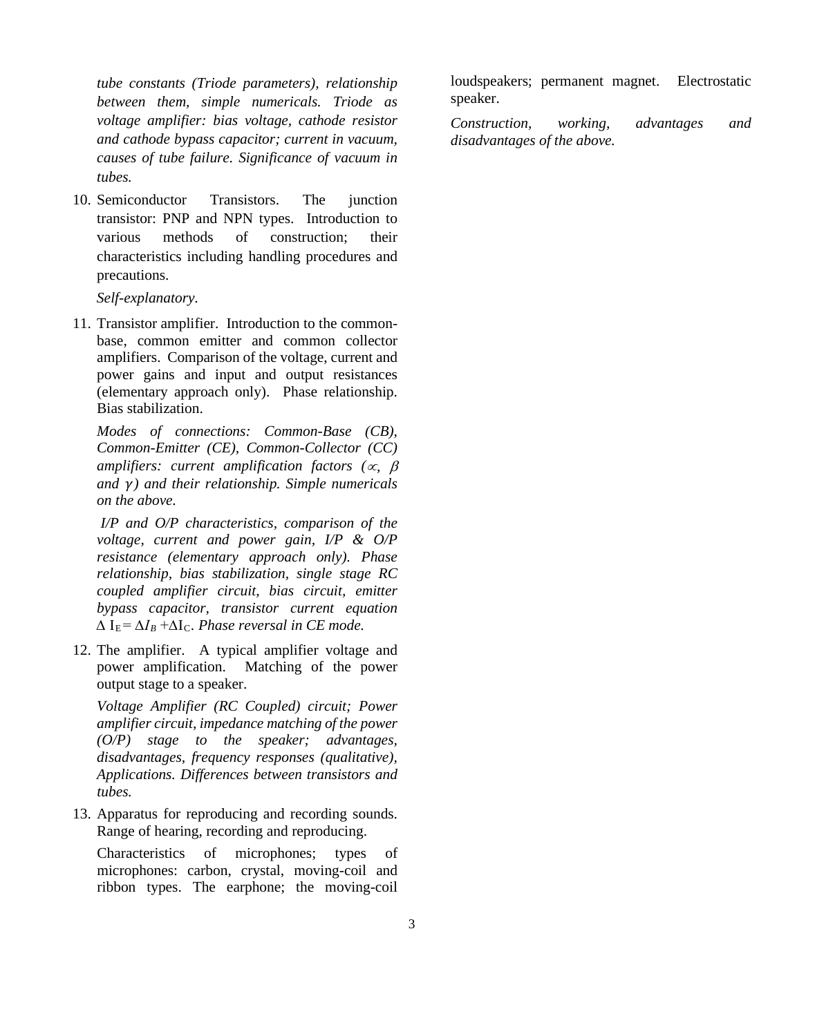*tube constants (Triode parameters), relationship between them, simple numericals. Triode as voltage amplifier: bias voltage, cathode resistor and cathode bypass capacitor; current in vacuum, causes of tube failure. Significance of vacuum in tubes.*

10. Semiconductor Transistors. The junction transistor: PNP and NPN types. Introduction to various methods of construction; their characteristics including handling procedures and precautions.

    *Self-explanatory.*

11. Transistor amplifier. Introduction to the common-base, common emitter and common collector amplifiers. Comparison of the voltage, current and power gains and input and output resistances (elementary approach only). Phase relationship. Bias stabilization.

    *Modes of connections: Common-Base (CB), Common-Emitter (CE), Common-Collector (CC) amplifiers: current amplification factors ($\propto$, $\beta$ and $\gamma$) and their relationship. Simple numericals on the above.*

    *I/P and O/P characteristics, comparison of the voltage, current and power gain, I/P & O/P resistance (elementary approach only). Phase relationship, bias stabilization, single stage RC coupled amplifier circuit, bias circuit, emitter bypass capacitor, transistor current equation* $\Delta I_E = \Delta I_B + \Delta I_C$. *Phase reversal in CE mode.*

12. The amplifier. A typical amplifier voltage and power amplification. Matching of the power output stage to a speaker.

    *Voltage Amplifier (RC Coupled) circuit; Power amplifier circuit, impedance matching of the power (O/P) stage to the speaker; advantages, disadvantages, frequency responses (qualitative), Applications. Differences between transistors and tubes.*

13. Apparatus for reproducing and recording sounds. Range of hearing, recording and reproducing.

    Characteristics of microphones; types of microphones: carbon, crystal, moving-coil and ribbon types. The earphone; the moving-coil loudspeakers; permanent magnet. Electrostatic speaker.

    *Construction, working, advantages and disadvantages of the above.*